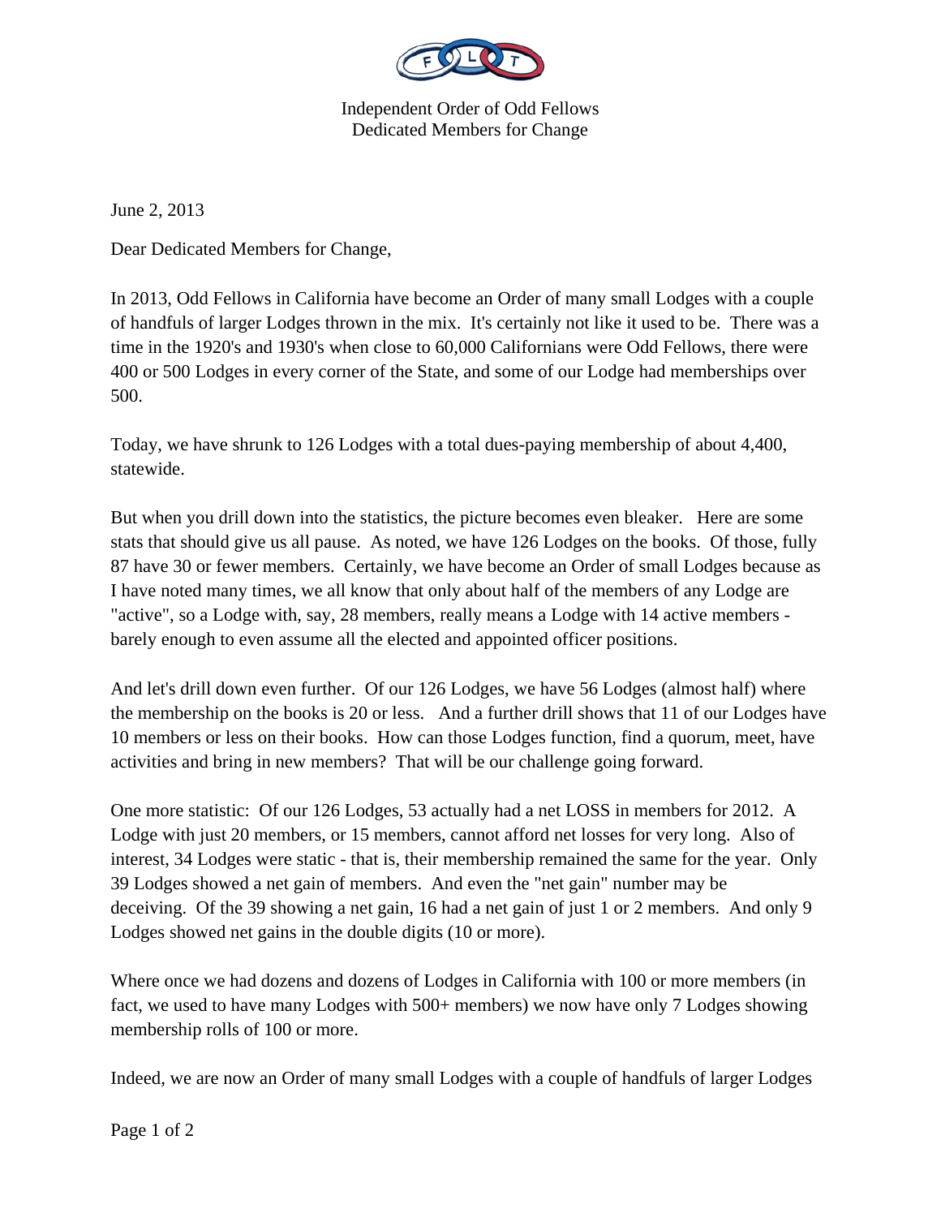Independent Order of Odd Fellows
Dedicated Members for Change

June 2, 2013

Dear Dedicated Members for Change,

In 2013, Odd Fellows in California have become an Order of many small Lodges with a couple of handfuls of larger Lodges thrown in the mix. It's certainly not like it used to be. There was a time in the 1920's and 1930's when close to 60,000 Californians were Odd Fellows, there were 400 or 500 Lodges in every corner of the State, and some of our Lodge had memberships over 500.

Today, we have shrunk to 126 Lodges with a total dues-paying membership of about 4,400, statewide.

But when you drill down into the statistics, the picture becomes even bleaker. Here are some stats that should give us all pause. As noted, we have 126 Lodges on the books. Of those, fully 87 have 30 or fewer members. Certainly, we have become an Order of small Lodges because as I have noted many times, we all know that only about half of the members of any Lodge are "active", so a Lodge with, say, 28 members, really means a Lodge with 14 active members - barely enough to even assume all the elected and appointed officer positions.

And let's drill down even further. Of our 126 Lodges, we have 56 Lodges (almost half) where the membership on the books is 20 or less. And a further drill shows that 11 of our Lodges have 10 members or less on their books. How can those Lodges function, find a quorum, meet, have activities and bring in new members? That will be our challenge going forward.

One more statistic: Of our 126 Lodges, 53 actually had a net LOSS in members for 2012. A Lodge with just 20 members, or 15 members, cannot afford net losses for very long. Also of interest, 34 Lodges were static - that is, their membership remained the same for the year. Only 39 Lodges showed a net gain of members. And even the "net gain" number may be deceiving. Of the 39 showing a net gain, 16 had a net gain of just 1 or 2 members. And only 9 Lodges showed net gains in the double digits (10 or more).

Where once we had dozens and dozens of Lodges in California with 100 or more members (in fact, we used to have many Lodges with 500+ members) we now have only 7 Lodges showing membership rolls of 100 or more.

Indeed, we are now an Order of many small Lodges with a couple of handfuls of larger Lodges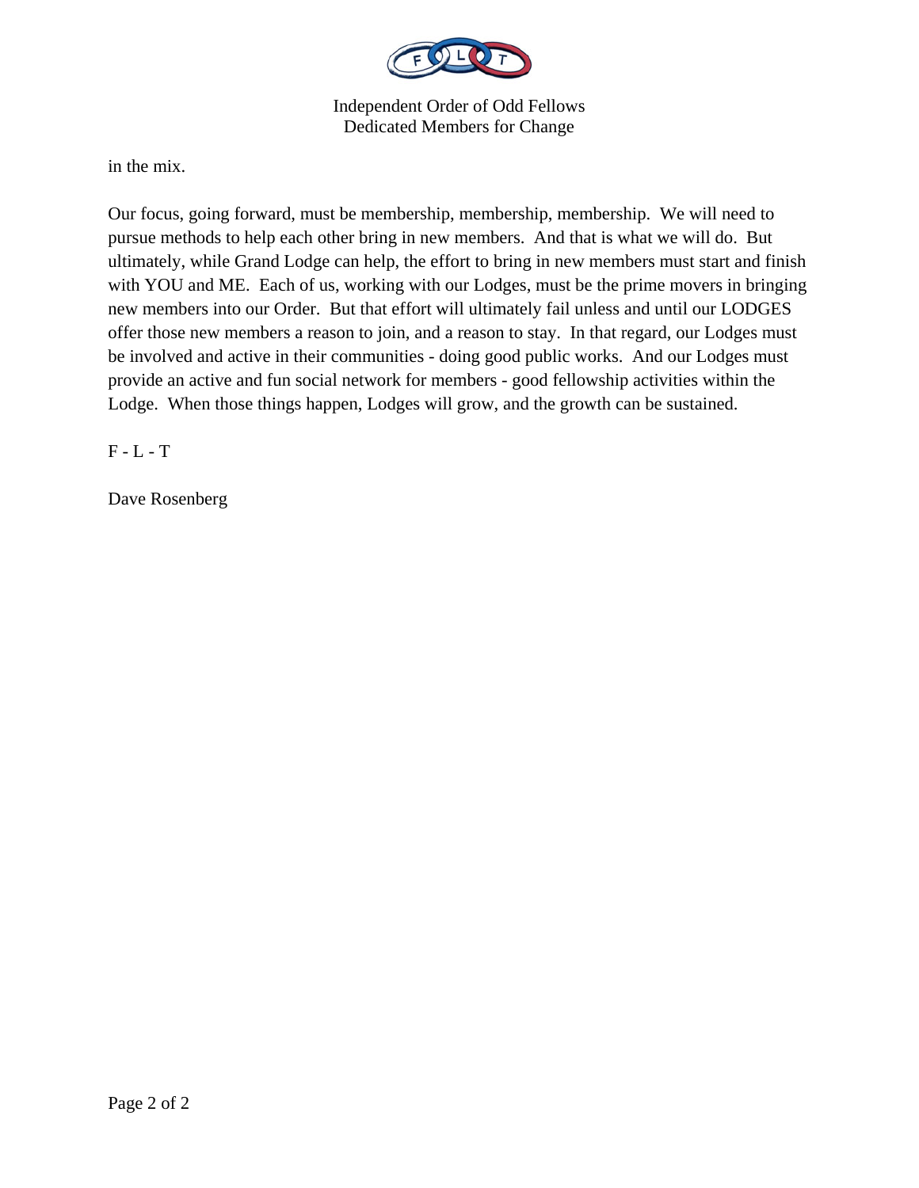in the mix.

Our focus, going forward, must be membership, membership, membership. We will need to pursue methods to help each other bring in new members. And that is what we will do. But ultimately, while Grand Lodge can help, the effort to bring in new members must start and finish with YOU and ME. Each of us, working with our Lodges, must be the prime movers in bringing new members into our Order. But that effort will ultimately fail unless and until our LODGES offer those new members a reason to join, and a reason to stay. In that regard, our Lodges must be involved and active in their communities - doing good public works. And our Lodges must provide an active and fun social network for members - good fellowship activities within the Lodge. When those things happen, Lodges will grow, and the growth can be sustained.

F - L - T

Dave Rosenberg